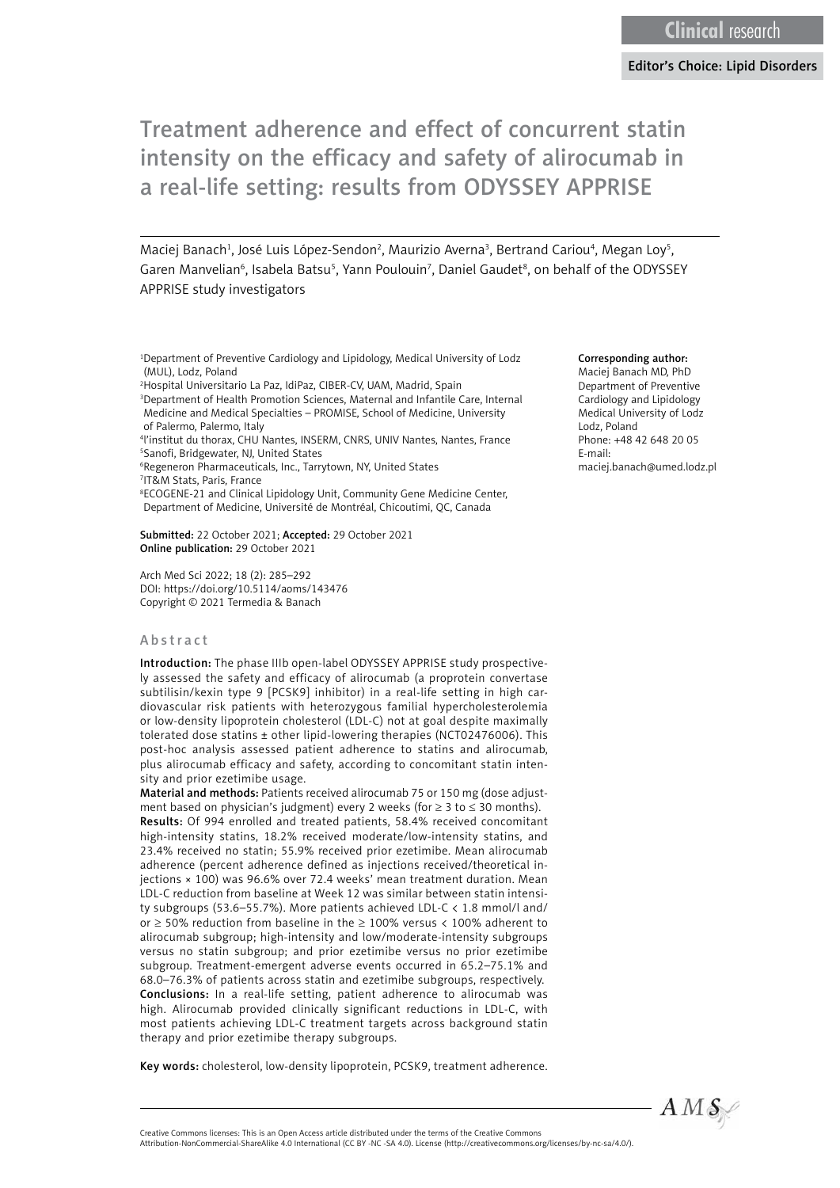Clinical research

Editor's Choice: Lipid Disorders

# Treatment adherence and effect of concurrent statin intensity on the efficacy and safety of alirocumab in a real-life setting: results from ODYSSEY APPRISE

Maciej Banach[1], José Luis López-Sendon[2], Maurizio Averna[3], Bertrand Cariou[4], Megan Loy[5], Garen Manvelian[6], Isabela Batsu[5], Yann Poulouin[7], Daniel Gaudet[8], on behalf of the ODYSSEY APPRISE study investigators

[1]Department of Preventive Cardiology and Lipidology, Medical University of Lodz (MUL), Lodz, Poland
[2]Hospital Universitario La Paz, IdiPaz, CIBER-CV, UAM, Madrid, Spain
[3]Department of Health Promotion Sciences, Maternal and Infantile Care, Internal Medicine and Medical Specialties – PROMISE, School of Medicine, University of Palermo, Palermo, Italy
[4]l'institut du thorax, CHU Nantes, INSERM, CNRS, UNIV Nantes, Nantes, France
[5]Sanofi, Bridgewater, NJ, United States
[6]Regeneron Pharmaceuticals, Inc., Tarrytown, NY, United States
[7]IT&M Stats, Paris, France
[8]ECOGENE-21 and Clinical Lipidology Unit, Community Gene Medicine Center, Department of Medicine, Université de Montréal, Chicoutimi, QC, Canada

**Corresponding author:**
Maciej Banach MD, PhD
Department of Preventive Cardiology and Lipidology
Medical University of Lodz
Lodz, Poland
Phone: +48 42 648 20 05
E-mail: maciej.banach@umed.lodz.pl

**Submitted:** 22 October 2021; **Accepted:** 29 October 2021
**Online publication:** 29 October 2021

Arch Med Sci 2022; 18 (2): 285–292
DOI: https://doi.org/10.5114/aoms/143476
Copyright © 2021 Termedia & Banach

## Abstract

**Introduction:** The phase IIIb open-label ODYSSEY APPRISE study prospectively assessed the safety and efficacy of alirocumab (a proprotein convertase subtilisin/kexin type 9 [PCSK9] inhibitor) in a real-life setting in high cardiovascular risk patients with heterozygous familial hypercholesterolemia or low-density lipoprotein cholesterol (LDL-C) not at goal despite maximally tolerated dose statins ± other lipid-lowering therapies (NCT02476006). This post-hoc analysis assessed patient adherence to statins and alirocumab, plus alirocumab efficacy and safety, according to concomitant statin intensity and prior ezetimibe usage.

**Material and methods:** Patients received alirocumab 75 or 150 mg (dose adjustment based on physician's judgment) every 2 weeks (for ≥ 3 to ≤ 30 months).

**Results:** Of 994 enrolled and treated patients, 58.4% received concomitant high-intensity statins, 18.2% received moderate/low-intensity statins, and 23.4% received no statin; 55.9% received prior ezetimibe. Mean alirocumab adherence (percent adherence defined as injections received/theoretical injections × 100) was 96.6% over 72.4 weeks' mean treatment duration. Mean LDL-C reduction from baseline at Week 12 was similar between statin intensity subgroups (53.6–55.7%). More patients achieved LDL-C < 1.8 mmol/l and/or ≥ 50% reduction from baseline in the ≥ 100% versus < 100% adherent to alirocumab subgroup; high-intensity and low/moderate-intensity subgroups versus no statin subgroup; and prior ezetimibe versus no prior ezetimibe subgroup. Treatment-emergent adverse events occurred in 65.2–75.1% and 68.0–76.3% of patients across statin and ezetimibe subgroups, respectively.

**Conclusions:** In a real-life setting, patient adherence to alirocumab was high. Alirocumab provided clinically significant reductions in LDL-C, with most patients achieving LDL-C treatment targets across background statin therapy and prior ezetimibe therapy subgroups.

**Key words:** cholesterol, low-density lipoprotein, PCSK9, treatment adherence.

Creative Commons licenses: This is an Open Access article distributed under the terms of the Creative Commons Attribution-NonCommercial-ShareAlike 4.0 International (CC BY -NC -SA 4.0). License (http://creativecommons.org/licenses/by-nc-sa/4.0/).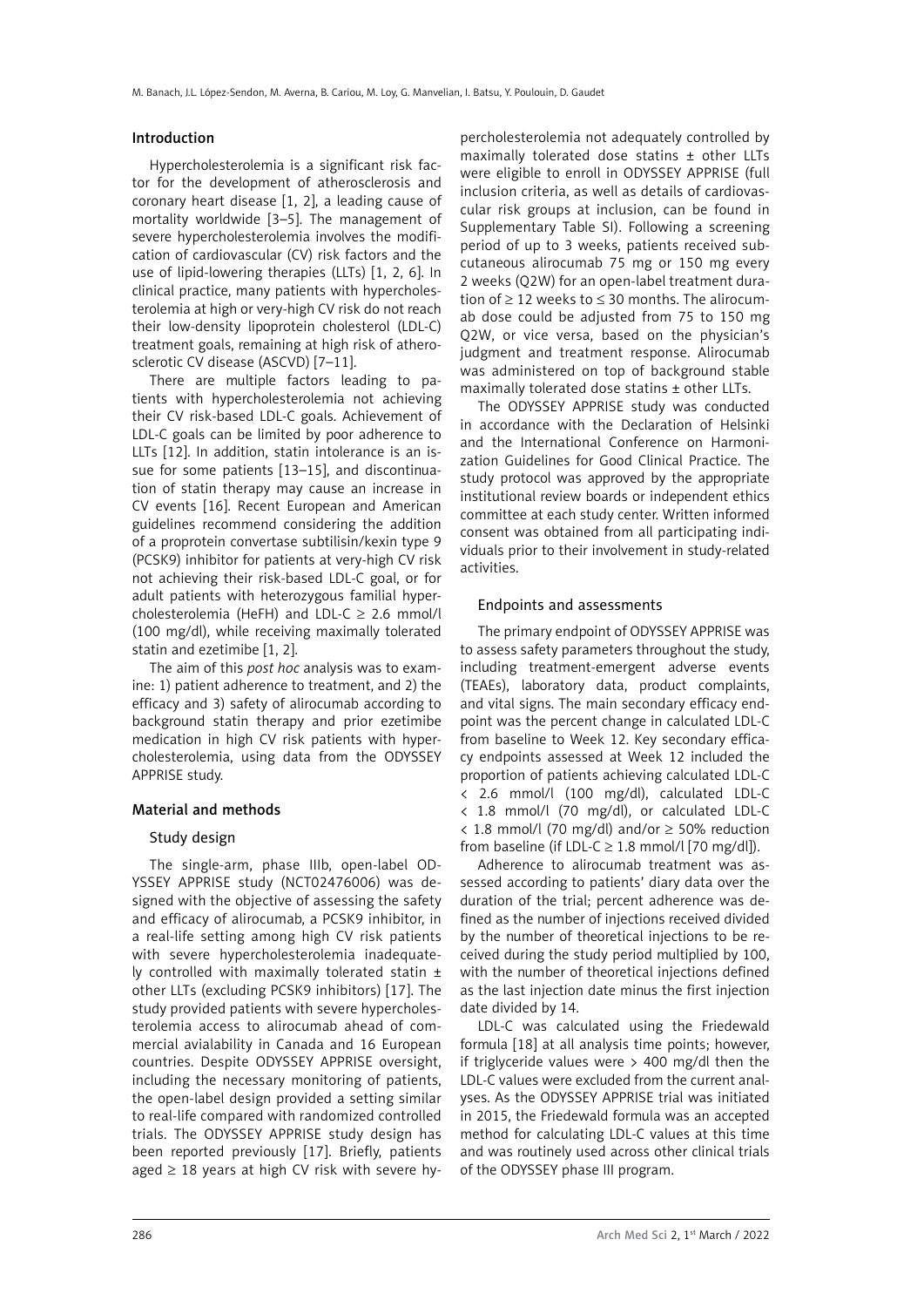## Introduction

Hypercholesterolemia is a significant risk factor for the development of atherosclerosis and coronary heart disease [1, 2], a leading cause of mortality worldwide [3–5]. The management of severe hypercholesterolemia involves the modification of cardiovascular (CV) risk factors and the use of lipid-lowering therapies (LLTs) [1, 2, 6]. In clinical practice, many patients with hypercholesterolemia at high or very-high CV risk do not reach their low-density lipoprotein cholesterol (LDL-C) treatment goals, remaining at high risk of atherosclerotic CV disease (ASCVD) [7–11].

There are multiple factors leading to patients with hypercholesterolemia not achieving their CV risk-based LDL-C goals. Achievement of LDL-C goals can be limited by poor adherence to LLTs [12]. In addition, statin intolerance is an issue for some patients [13–15], and discontinuation of statin therapy may cause an increase in CV events [16]. Recent European and American guidelines recommend considering the addition of a proprotein convertase subtilisin/kexin type 9 (PCSK9) inhibitor for patients at very-high CV risk not achieving their risk-based LDL-C goal, or for adult patients with heterozygous familial hypercholesterolemia (HeFH) and LDL-C ≥ 2.6 mmol/l (100 mg/dl), while receiving maximally tolerated statin and ezetimibe [1, 2].

The aim of this *post hoc* analysis was to examine: 1) patient adherence to treatment, and 2) the efficacy and 3) safety of alirocumab according to background statin therapy and prior ezetimibe medication in high CV risk patients with hypercholesterolemia, using data from the ODYSSEY APPRISE study.

## Material and methods

### Study design

The single-arm, phase IIIb, open-label ODYSSEY APPRISE study (NCT02476006) was designed with the objective of assessing the safety and efficacy of alirocumab, a PCSK9 inhibitor, in a real-life setting among high CV risk patients with severe hypercholesterolemia inadequately controlled with maximally tolerated statin ± other LLTs (excluding PCSK9 inhibitors) [17]. The study provided patients with severe hypercholesterolemia access to alirocumab ahead of commercial avialability in Canada and 16 European countries. Despite ODYSSEY APPRISE oversight, including the necessary monitoring of patients, the open-label design provided a setting similar to real-life compared with randomized controlled trials. The ODYSSEY APPRISE study design has been reported previously [17]. Briefly, patients aged ≥ 18 years at high CV risk with severe hypercholesterolemia not adequately controlled by maximally tolerated dose statins ± other LLTs were eligible to enroll in ODYSSEY APPRISE (full inclusion criteria, as well as details of cardiovascular risk groups at inclusion, can be found in Supplementary Table SI). Following a screening period of up to 3 weeks, patients received subcutaneous alirocumab 75 mg or 150 mg every 2 weeks (Q2W) for an open-label treatment duration of ≥ 12 weeks to ≤ 30 months. The alirocumab dose could be adjusted from 75 to 150 mg Q2W, or vice versa, based on the physician's judgment and treatment response. Alirocumab was administered on top of background stable maximally tolerated dose statins ± other LLTs.

The ODYSSEY APPRISE study was conducted in accordance with the Declaration of Helsinki and the International Conference on Harmonization Guidelines for Good Clinical Practice. The study protocol was approved by the appropriate institutional review boards or independent ethics committee at each study center. Written informed consent was obtained from all participating individuals prior to their involvement in study-related activities.

### Endpoints and assessments

The primary endpoint of ODYSSEY APPRISE was to assess safety parameters throughout the study, including treatment-emergent adverse events (TEAEs), laboratory data, product complaints, and vital signs. The main secondary efficacy endpoint was the percent change in calculated LDL-C from baseline to Week 12. Key secondary efficacy endpoints assessed at Week 12 included the proportion of patients achieving calculated LDL-C < 2.6 mmol/l (100 mg/dl), calculated LDL-C < 1.8 mmol/l (70 mg/dl), or calculated LDL-C < 1.8 mmol/l (70 mg/dl) and/or ≥ 50% reduction from baseline (if LDL-C ≥ 1.8 mmol/l [70 mg/dl]).

Adherence to alirocumab treatment was assessed according to patients' diary data over the duration of the trial; percent adherence was defined as the number of injections received divided by the number of theoretical injections to be received during the study period multiplied by 100, with the number of theoretical injections defined as the last injection date minus the first injection date divided by 14.

LDL-C was calculated using the Friedewald formula [18] at all analysis time points; however, if triglyceride values were > 400 mg/dl then the LDL-C values were excluded from the current analyses. As the ODYSSEY APPRISE trial was initiated in 2015, the Friedewald formula was an accepted method for calculating LDL-C values at this time and was routinely used across other clinical trials of the ODYSSEY phase III program.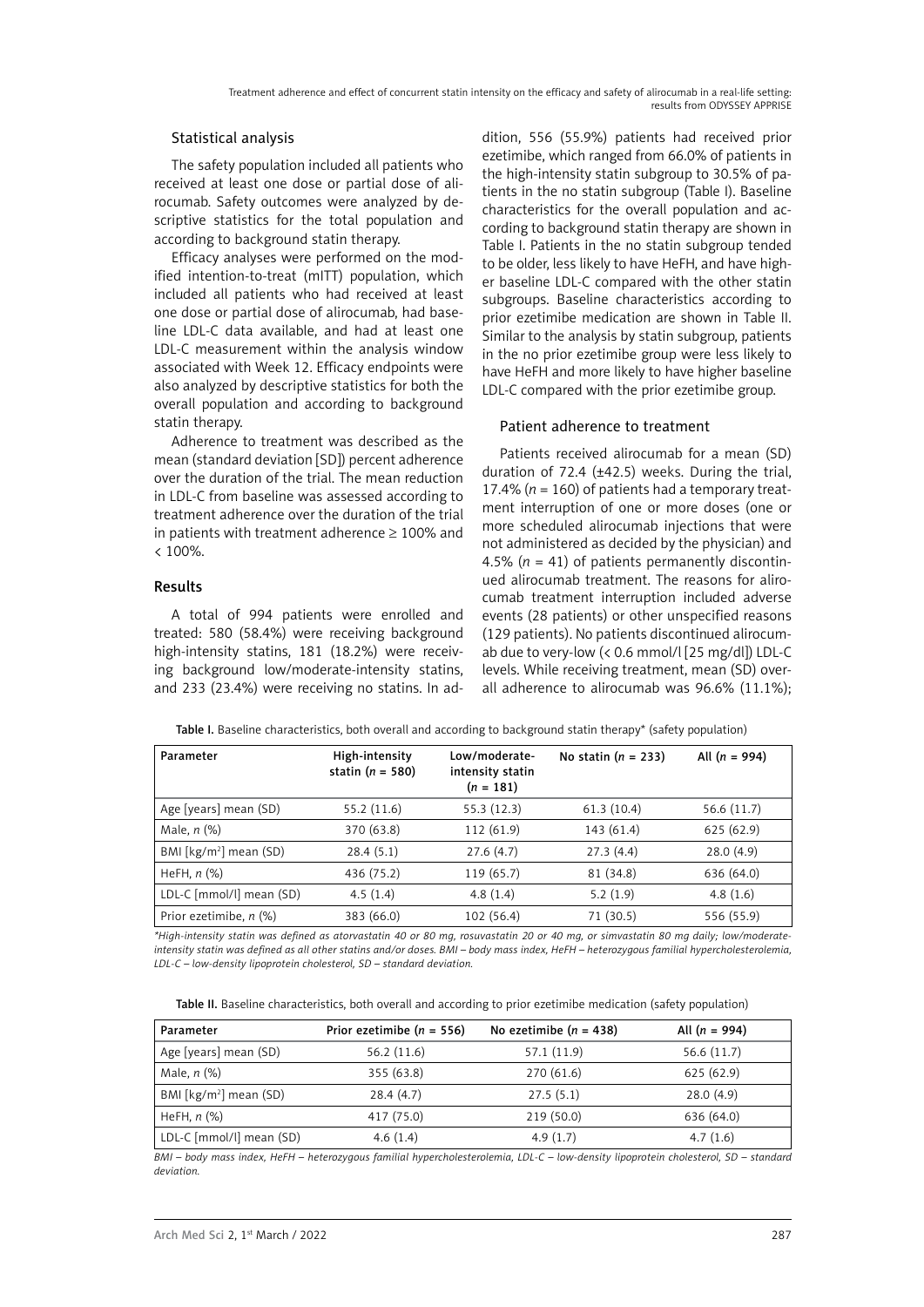## Statistical analysis

The safety population included all patients who received at least one dose or partial dose of alirocumab. Safety outcomes were analyzed by descriptive statistics for the total population and according to background statin therapy.

Efficacy analyses were performed on the modified intention-to-treat (mITT) population, which included all patients who had received at least one dose or partial dose of alirocumab, had baseline LDL-C data available, and had at least one LDL-C measurement within the analysis window associated with Week 12. Efficacy endpoints were also analyzed by descriptive statistics for both the overall population and according to background statin therapy.

Adherence to treatment was described as the mean (standard deviation [SD]) percent adherence over the duration of the trial. The mean reduction in LDL-C from baseline was assessed according to treatment adherence over the duration of the trial in patients with treatment adherence ≥ 100% and < 100%.

## Results

A total of 994 patients were enrolled and treated: 580 (58.4%) were receiving background high-intensity statins, 181 (18.2%) were receiving background low/moderate-intensity statins, and 233 (23.4%) were receiving no statins. In addition, 556 (55.9%) patients had received prior ezetimibe, which ranged from 66.0% of patients in the high-intensity statin subgroup to 30.5% of patients in the no statin subgroup (Table I). Baseline characteristics for the overall population and according to background statin therapy are shown in Table I. Patients in the no statin subgroup tended to be older, less likely to have HeFH, and have higher baseline LDL-C compared with the other statin subgroups. Baseline characteristics according to prior ezetimibe medication are shown in Table II. Similar to the analysis by statin subgroup, patients in the no prior ezetimibe group were less likely to have HeFH and more likely to have higher baseline LDL-C compared with the prior ezetimibe group.

## Patient adherence to treatment

Patients received alirocumab for a mean (SD) duration of 72.4 (±42.5) weeks. During the trial, 17.4% (*n* = 160) of patients had a temporary treatment interruption of one or more doses (one or more scheduled alirocumab injections that were not administered as decided by the physician) and 4.5% (*n* = 41) of patients permanently discontinued alirocumab treatment. The reasons for alirocumab treatment interruption included adverse events (28 patients) or other unspecified reasons (129 patients). No patients discontinued alirocumab due to very-low (< 0.6 mmol/l [25 mg/dl]) LDL-C levels. While receiving treatment, mean (SD) overall adherence to alirocumab was 96.6% (11.1%);

**Table I.** Baseline characteristics, both overall and according to background statin therapy* (safety population)

| Parameter | High-intensity statin (*n* = 580) | Low/moderate-intensity statin (*n* = 181) | No statin (*n* = 233) | All (*n* = 994) |
|---|---|---|---|---|
| Age [years] mean (SD) | 55.2 (11.6) | 55.3 (12.3) | 61.3 (10.4) | 56.6 (11.7) |
| Male, *n* (%) | 370 (63.8) | 112 (61.9) | 143 (61.4) | 625 (62.9) |
| BMI [kg/m$^2$] mean (SD) | 28.4 (5.1) | 27.6 (4.7) | 27.3 (4.4) | 28.0 (4.9) |
| HeFH, *n* (%) | 436 (75.2) | 119 (65.7) | 81 (34.8) | 636 (64.0) |
| LDL-C [mmol/l] mean (SD) | 4.5 (1.4) | 4.8 (1.4) | 5.2 (1.9) | 4.8 (1.6) |
| Prior ezetimibe, *n* (%) | 383 (66.0) | 102 (56.4) | 71 (30.5) | 556 (55.9) |

*\*High-intensity statin was defined as atorvastatin 40 or 80 mg, rosuvastatin 20 or 40 mg, or simvastatin 80 mg daily; low/moderate-intensity statin was defined as all other statins and/or doses. BMI – body mass index, HeFH – heterozygous familial hypercholesterolemia, LDL-C – low-density lipoprotein cholesterol, SD – standard deviation.*

**Table II.** Baseline characteristics, both overall and according to prior ezetimibe medication (safety population)

| Parameter | Prior ezetimibe (*n* = 556) | No ezetimibe (*n* = 438) | All (*n* = 994) |
|---|---|---|---|
| Age [years] mean (SD) | 56.2 (11.6) | 57.1 (11.9) | 56.6 (11.7) |
| Male, *n* (%) | 355 (63.8) | 270 (61.6) | 625 (62.9) |
| BMI [kg/m$^2$] mean (SD) | 28.4 (4.7) | 27.5 (5.1) | 28.0 (4.9) |
| HeFH, *n* (%) | 417 (75.0) | 219 (50.0) | 636 (64.0) |
| LDL-C [mmol/l] mean (SD) | 4.6 (1.4) | 4.9 (1.7) | 4.7 (1.6) |

*BMI – body mass index, HeFH – heterozygous familial hypercholesterolemia, LDL-C – low-density lipoprotein cholesterol, SD – standard deviation.*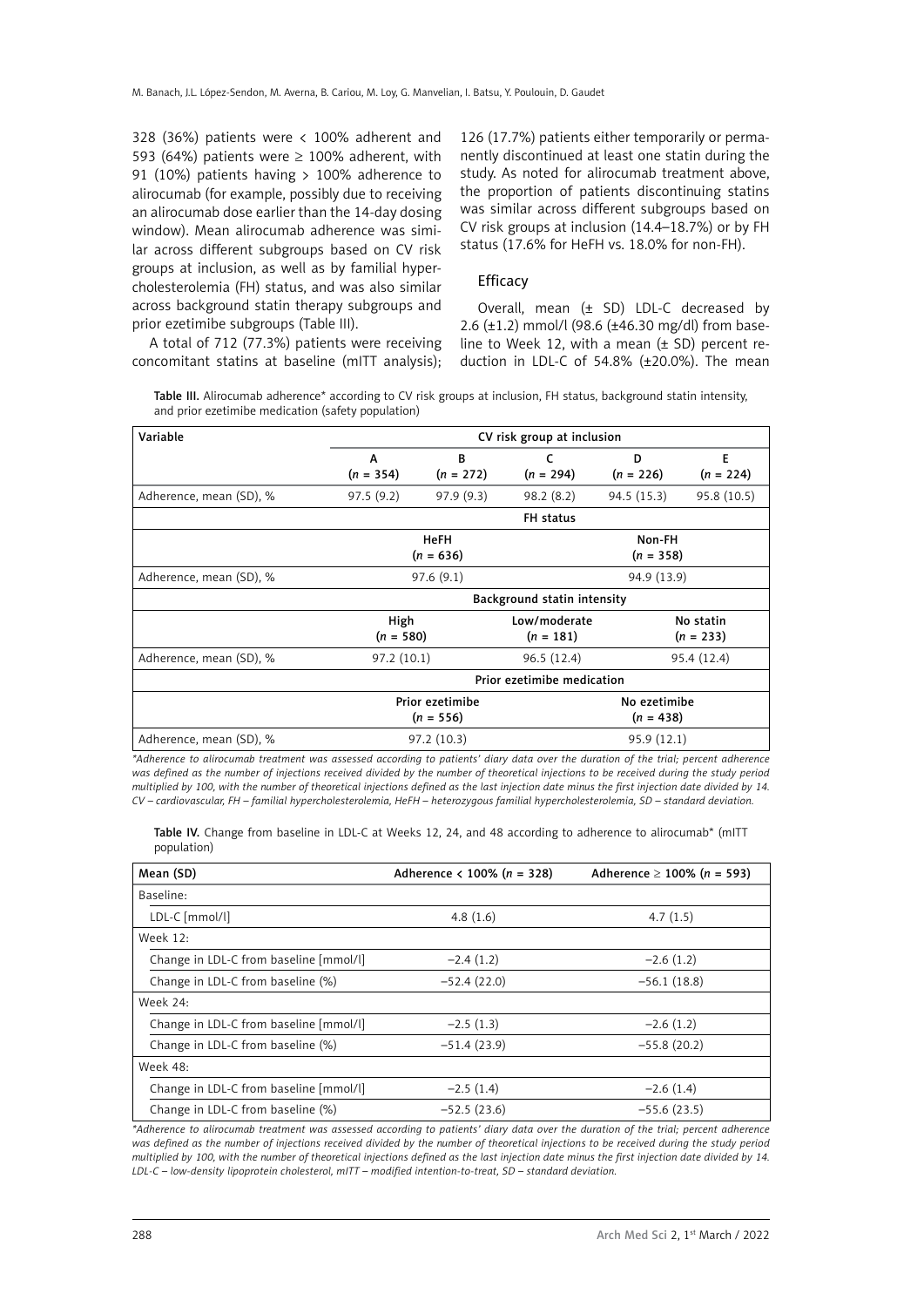328 (36%) patients were < 100% adherent and 593 (64%) patients were ≥ 100% adherent, with 91 (10%) patients having > 100% adherence to alirocumab (for example, possibly due to receiving an alirocumab dose earlier than the 14-day dosing window). Mean alirocumab adherence was similar across different subgroups based on CV risk groups at inclusion, as well as by familial hypercholesterolemia (FH) status, and was also similar across background statin therapy subgroups and prior ezetimibe subgroups (Table III).

A total of 712 (77.3%) patients were receiving concomitant statins at baseline (mITT analysis); 126 (17.7%) patients either temporarily or permanently discontinued at least one statin during the study. As noted for alirocumab treatment above, the proportion of patients discontinuing statins was similar across different subgroups based on CV risk groups at inclusion (14.4–18.7%) or by FH status (17.6% for HeFH vs. 18.0% for non-FH).

### Efficacy

Overall, mean (± SD) LDL-C decreased by 2.6 (±1.2) mmol/l (98.6 (±46.30 mg/dl) from baseline to Week 12, with a mean (± SD) percent reduction in LDL-C of 54.8% (±20.0%). The mean

**Table III.** Alirocumab adherence* according to CV risk groups at inclusion, FH status, background statin intensity, and prior ezetimibe medication (safety population)

| Variable | CV risk group at inclusion | | | | |
|---|---|---|---|---|---|
| | A (n = 354) | B (n = 272) | C (n = 294) | D (n = 226) | E (n = 224) |
| Adherence, mean (SD), % | 97.5 (9.2) | 97.9 (9.3) | 98.2 (8.2) | 94.5 (15.3) | 95.8 (10.5) |
| | FH status | | | | |
| | HeFH (n = 636) | | | Non-FH (n = 358) | |
| Adherence, mean (SD), % | 97.6 (9.1) | | | 94.9 (13.9) | |
| | Background statin intensity | | | | |
| | High (n = 580) | | Low/moderate (n = 181) | | No statin (n = 233) |
| Adherence, mean (SD), % | 97.2 (10.1) | | 96.5 (12.4) | | 95.4 (12.4) |
| | Prior ezetimibe medication | | | | |
| | Prior ezetimibe (n = 556) | | | No ezetimibe (n = 438) | |
| Adherence, mean (SD), % | 97.2 (10.3) | | | 95.9 (12.1) | |

*Adherence to alirocumab treatment was assessed according to patients' diary data over the duration of the trial; percent adherence was defined as the number of injections received divided by the number of theoretical injections to be received during the study period multiplied by 100, with the number of theoretical injections defined as the last injection date minus the first injection date divided by 14. CV – cardiovascular, FH – familial hypercholesterolemia, HeFH – heterozygous familial hypercholesterolemia, SD – standard deviation.*

**Table IV.** Change from baseline in LDL-C at Weeks 12, 24, and 48 according to adherence to alirocumab* (mITT population)

| Mean (SD) | Adherence < 100% (n = 328) | Adherence ≥ 100% (n = 593) |
|---|---|---|
| Baseline: | | |
| LDL-C [mmol/l] | 4.8 (1.6) | 4.7 (1.5) |
| Week 12: | | |
| Change in LDL-C from baseline [mmol/l] | –2.4 (1.2) | –2.6 (1.2) |
| Change in LDL-C from baseline (%) | –52.4 (22.0) | –56.1 (18.8) |
| Week 24: | | |
| Change in LDL-C from baseline [mmol/l] | –2.5 (1.3) | –2.6 (1.2) |
| Change in LDL-C from baseline (%) | –51.4 (23.9) | –55.8 (20.2) |
| Week 48: | | |
| Change in LDL-C from baseline [mmol/l] | –2.5 (1.4) | –2.6 (1.4) |
| Change in LDL-C from baseline (%) | –52.5 (23.6) | –55.6 (23.5) |

*Adherence to alirocumab treatment was assessed according to patients' diary data over the duration of the trial; percent adherence was defined as the number of injections received divided by the number of theoretical injections to be received during the study period multiplied by 100, with the number of theoretical injections defined as the last injection date minus the first injection date divided by 14. LDL-C – low-density lipoprotein cholesterol, mITT – modified intention-to-treat, SD – standard deviation.*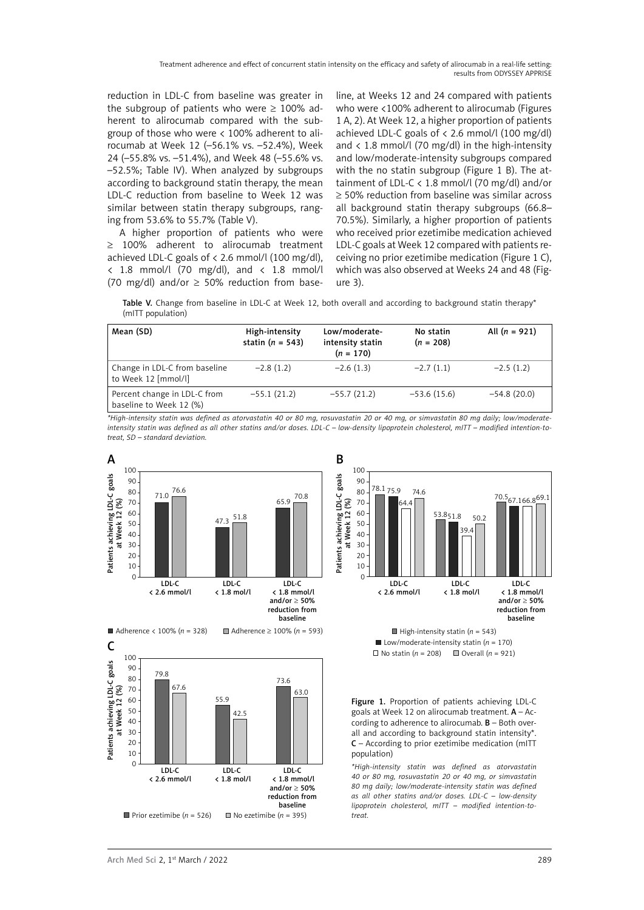reduction in LDL-C from baseline was greater in the subgroup of patients who were ≥ 100% adherent to alirocumab compared with the subgroup of those who were < 100% adherent to alirocumab at Week 12 (–56.1% vs. –52.4%), Week 24 (–55.8% vs. –51.4%), and Week 48 (–55.6% vs. –52.5%; Table IV). When analyzed by subgroups according to background statin therapy, the mean LDL-C reduction from baseline to Week 12 was similar between statin therapy subgroups, ranging from 53.6% to 55.7% (Table V).

A higher proportion of patients who were ≥ 100% adherent to alirocumab treatment achieved LDL-C goals of < 2.6 mmol/l (100 mg/dl), < 1.8 mmol/l (70 mg/dl), and < 1.8 mmol/l (70 mg/dl) and/or ≥ 50% reduction from baseline, at Weeks 12 and 24 compared with patients who were <100% adherent to alirocumab (Figures 1 A, 2). At Week 12, a higher proportion of patients achieved LDL-C goals of < 2.6 mmol/l (100 mg/dl) and < 1.8 mmol/l (70 mg/dl) in the high-intensity and low/moderate-intensity subgroups compared with the no statin subgroup (Figure 1 B). The attainment of LDL-C < 1.8 mmol/l (70 mg/dl) and/or ≥ 50% reduction from baseline was similar across all background statin therapy subgroups (66.8–70.5%). Similarly, a higher proportion of patients who received prior ezetimibe medication achieved LDL-C goals at Week 12 compared with patients receiving no prior ezetimibe medication (Figure 1 C), which was also observed at Weeks 24 and 48 (Figure 3).

**Table V.** Change from baseline in LDL-C at Week 12, both overall and according to background statin therapy* (mITT population)

| Mean (SD) | High-intensity statin (n = 543) | Low/moderate-intensity statin (n = 170) | No statin (n = 208) | All (n = 921) |
|---|---|---|---|---|
| Change in LDL-C from baseline to Week 12 [mmol/l] | –2.8 (1.2) | –2.6 (1.3) | –2.7 (1.1) | –2.5 (1.2) |
| Percent change in LDL-C from baseline to Week 12 (%) | –55.1 (21.2) | –55.7 (21.2) | –53.6 (15.6) | –54.8 (20.0) |

*\*High-intensity statin was defined as atorvastatin 40 or 80 mg, rosuvastatin 20 or 40 mg, or simvastatin 80 mg daily; low/moderate-intensity statin was defined as all other statins and/or doses. LDL-C – low-density lipoprotein cholesterol, mITT – modified intention-to-treat, SD – standard deviation.*

**Figure 1.** Proportion of patients achieving LDL-C goals at Week 12 on alirocumab treatment. **A** – According to adherence to alirocumab. **B** – Both overall and according to background statin intensity\*. **C** – According to prior ezetimibe medication (mITT population)

*\*High-intensity statin was defined as atorvastatin 40 or 80 mg, rosuvastatin 20 or 40 mg, or simvastatin 80 mg daily; low/moderate-intensity statin was defined as all other statins and/or doses. LDL-C – low-density lipoprotein cholesterol, mITT – modified intention-to-treat.*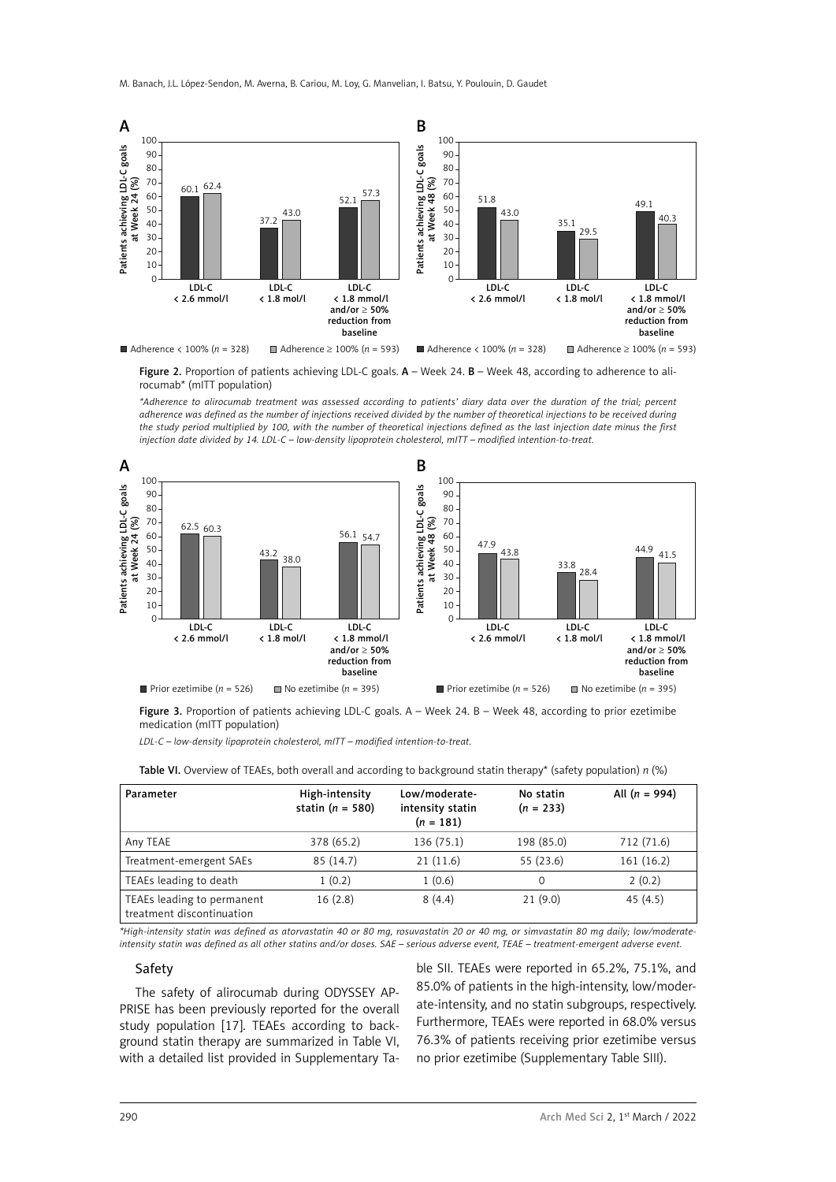Figure 2. Proportion of patients achieving LDL-C goals. A – Week 24. B – Week 48, according to adherence to alirocumab* (mITT population)

*\*Adherence to alirocumab treatment was assessed according to patients' diary data over the duration of the trial; percent adherence was defined as the number of injections received divided by the number of theoretical injections to be received during the study period multiplied by 100, with the number of theoretical injections defined as the last injection date minus the first injection date divided by 14. LDL-C – low-density lipoprotein cholesterol, mITT – modified intention-to-treat.*

Figure 3. Proportion of patients achieving LDL-C goals. A – Week 24. B – Week 48, according to prior ezetimibe medication (mITT population)

*LDL-C – low-density lipoprotein cholesterol, mITT – modified intention-to-treat.*

Table VI. Overview of TEAEs, both overall and according to background statin therapy* (safety population) *n* (%)

| Parameter | High-intensity statin (*n* = 580) | Low/moderate-intensity statin (*n* = 181) | No statin (*n* = 233) | All (*n* = 994) |
|---|---|---|---|---|
| Any TEAE | 378 (65.2) | 136 (75.1) | 198 (85.0) | 712 (71.6) |
| Treatment-emergent SAEs | 85 (14.7) | 21 (11.6) | 55 (23.6) | 161 (16.2) |
| TEAEs leading to death | 1 (0.2) | 1 (0.6) | 0 | 2 (0.2) |
| TEAEs leading to permanent treatment discontinuation | 16 (2.8) | 8 (4.4) | 21 (9.0) | 45 (4.5) |

*\*High-intensity statin was defined as atorvastatin 40 or 80 mg, rosuvastatin 20 or 40 mg, or simvastatin 80 mg daily; low/moderate-intensity statin was defined as all other statins and/or doses. SAE – serious adverse event, TEAE – treatment-emergent adverse event.*

## Safety

The safety of alirocumab during ODYSSEY APPRISE has been previously reported for the overall study population [17]. TEAEs according to background statin therapy are summarized in Table VI, with a detailed list provided in Supplementary Table SII. TEAEs were reported in 65.2%, 75.1%, and 85.0% of patients in the high-intensity, low/moderate-intensity, and no statin subgroups, respectively. Furthermore, TEAEs were reported in 68.0% versus 76.3% of patients receiving prior ezetimibe versus no prior ezetimibe (Supplementary Table SIII).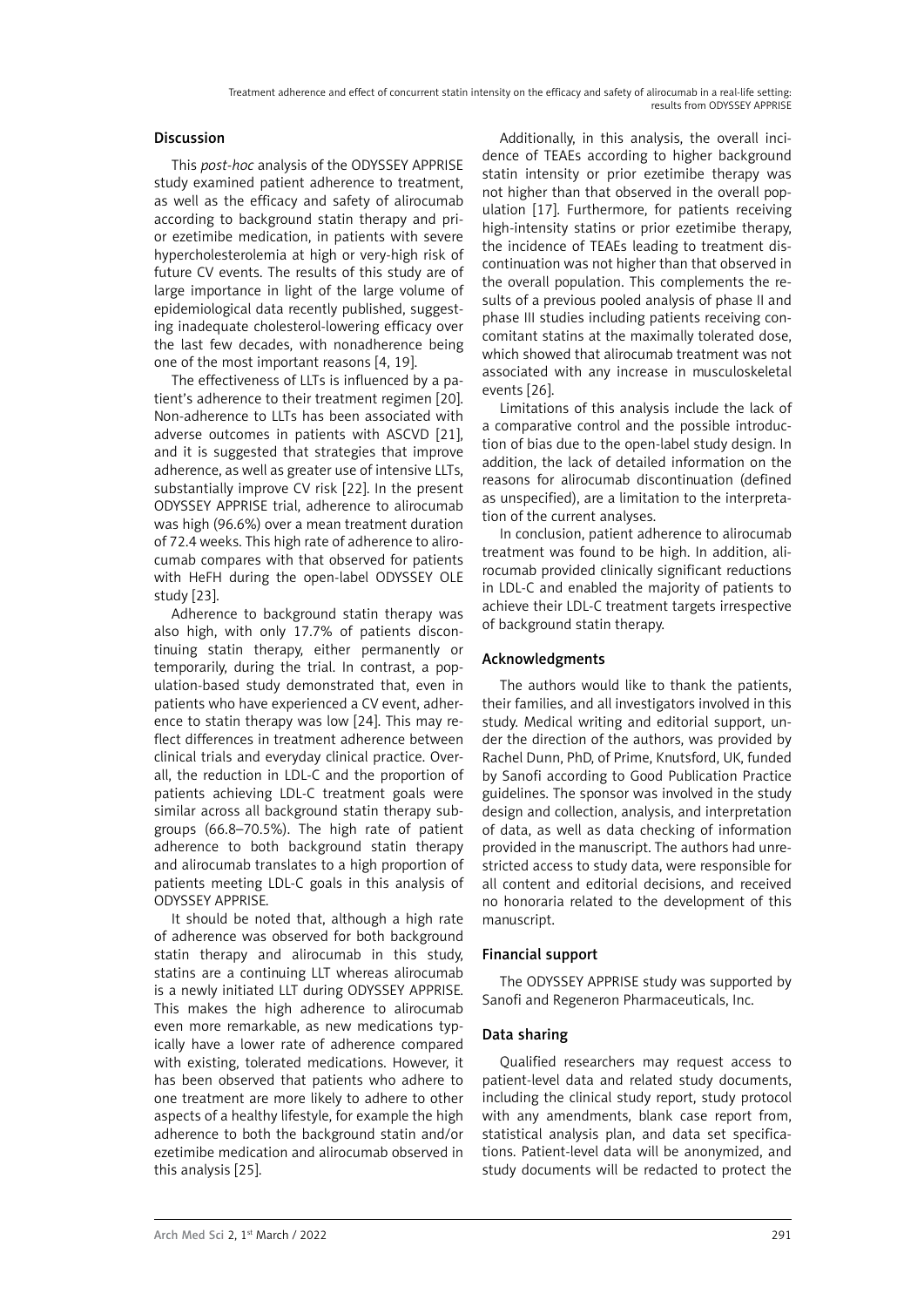## Discussion

This *post-hoc* analysis of the ODYSSEY APPRISE study examined patient adherence to treatment, as well as the efficacy and safety of alirocumab according to background statin therapy and prior ezetimibe medication, in patients with severe hypercholesterolemia at high or very-high risk of future CV events. The results of this study are of large importance in light of the large volume of epidemiological data recently published, suggesting inadequate cholesterol-lowering efficacy over the last few decades, with nonadherence being one of the most important reasons [4, 19].

The effectiveness of LLTs is influenced by a patient's adherence to their treatment regimen [20]. Non-adherence to LLTs has been associated with adverse outcomes in patients with ASCVD [21], and it is suggested that strategies that improve adherence, as well as greater use of intensive LLTs, substantially improve CV risk [22]. In the present ODYSSEY APPRISE trial, adherence to alirocumab was high (96.6%) over a mean treatment duration of 72.4 weeks. This high rate of adherence to alirocumab compares with that observed for patients with HeFH during the open-label ODYSSEY OLE study [23].

Adherence to background statin therapy was also high, with only 17.7% of patients discontinuing statin therapy, either permanently or temporarily, during the trial. In contrast, a population-based study demonstrated that, even in patients who have experienced a CV event, adherence to statin therapy was low [24]. This may reflect differences in treatment adherence between clinical trials and everyday clinical practice. Overall, the reduction in LDL-C and the proportion of patients achieving LDL-C treatment goals were similar across all background statin therapy subgroups (66.8–70.5%). The high rate of patient adherence to both background statin therapy and alirocumab translates to a high proportion of patients meeting LDL-C goals in this analysis of ODYSSEY APPRISE.

It should be noted that, although a high rate of adherence was observed for both background statin therapy and alirocumab in this study, statins are a continuing LLT whereas alirocumab is a newly initiated LLT during ODYSSEY APPRISE. This makes the high adherence to alirocumab even more remarkable, as new medications typically have a lower rate of adherence compared with existing, tolerated medications. However, it has been observed that patients who adhere to one treatment are more likely to adhere to other aspects of a healthy lifestyle, for example the high adherence to both the background statin and/or ezetimibe medication and alirocumab observed in this analysis [25].

Additionally, in this analysis, the overall incidence of TEAEs according to higher background statin intensity or prior ezetimibe therapy was not higher than that observed in the overall population [17]. Furthermore, for patients receiving high-intensity statins or prior ezetimibe therapy, the incidence of TEAEs leading to treatment discontinuation was not higher than that observed in the overall population. This complements the results of a previous pooled analysis of phase II and phase III studies including patients receiving concomitant statins at the maximally tolerated dose, which showed that alirocumab treatment was not associated with any increase in musculoskeletal events [26].

Limitations of this analysis include the lack of a comparative control and the possible introduction of bias due to the open-label study design. In addition, the lack of detailed information on the reasons for alirocumab discontinuation (defined as unspecified), are a limitation to the interpretation of the current analyses.

In conclusion, patient adherence to alirocumab treatment was found to be high. In addition, alirocumab provided clinically significant reductions in LDL-C and enabled the majority of patients to achieve their LDL-C treatment targets irrespective of background statin therapy.

## Acknowledgments

The authors would like to thank the patients, their families, and all investigators involved in this study. Medical writing and editorial support, under the direction of the authors, was provided by Rachel Dunn, PhD, of Prime, Knutsford, UK, funded by Sanofi according to Good Publication Practice guidelines. The sponsor was involved in the study design and collection, analysis, and interpretation of data, as well as data checking of information provided in the manuscript. The authors had unrestricted access to study data, were responsible for all content and editorial decisions, and received no honoraria related to the development of this manuscript.

## Financial support

The ODYSSEY APPRISE study was supported by Sanofi and Regeneron Pharmaceuticals, Inc.

## Data sharing

Qualified researchers may request access to patient-level data and related study documents, including the clinical study report, study protocol with any amendments, blank case report from, statistical analysis plan, and data set specifications. Patient-level data will be anonymized, and study documents will be redacted to protect the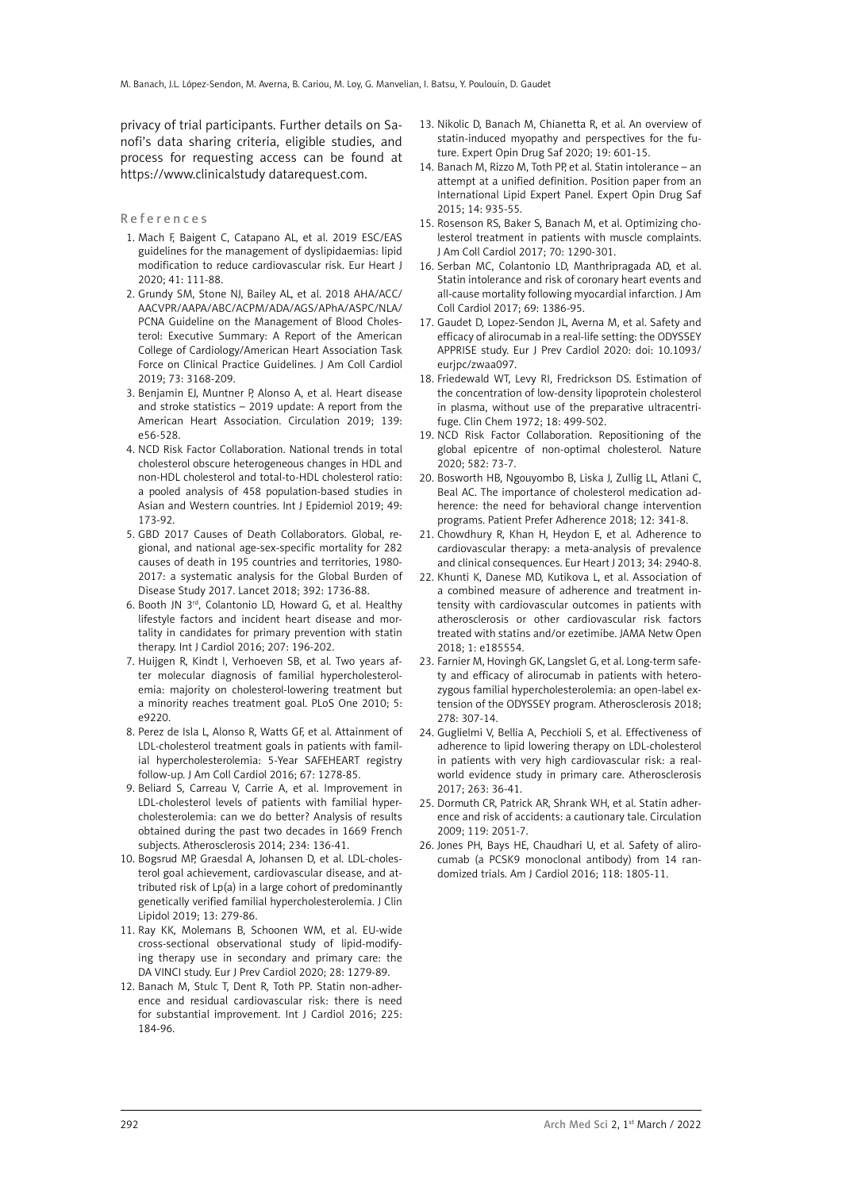privacy of trial participants. Further details on Sanofi's data sharing criteria, eligible studies, and process for requesting access can be found at https://www.clinicalstudy datarequest.com.

## References

1. Mach F, Baigent C, Catapano AL, et al. 2019 ESC/EAS guidelines for the management of dyslipidaemias: lipid modification to reduce cardiovascular risk. Eur Heart J 2020; 41: 111-88.
2. Grundy SM, Stone NJ, Bailey AL, et al. 2018 AHA/ACC/AACVPR/AAPA/ABC/ACPM/ADA/AGS/APhA/ASPC/NLA/PCNA Guideline on the Management of Blood Cholesterol: Executive Summary: A Report of the American College of Cardiology/American Heart Association Task Force on Clinical Practice Guidelines. J Am Coll Cardiol 2019; 73: 3168-209.
3. Benjamin EJ, Muntner P, Alonso A, et al. Heart disease and stroke statistics – 2019 update: A report from the American Heart Association. Circulation 2019; 139: e56-528.
4. NCD Risk Factor Collaboration. National trends in total cholesterol obscure heterogeneous changes in HDL and non-HDL cholesterol and total-to-HDL cholesterol ratio: a pooled analysis of 458 population-based studies in Asian and Western countries. Int J Epidemiol 2019; 49: 173-92.
5. GBD 2017 Causes of Death Collaborators. Global, regional, and national age-sex-specific mortality for 282 causes of death in 195 countries and territories, 1980-2017: a systematic analysis for the Global Burden of Disease Study 2017. Lancet 2018; 392: 1736-88.
6. Booth JN 3rd, Colantonio LD, Howard G, et al. Healthy lifestyle factors and incident heart disease and mortality in candidates for primary prevention with statin therapy. Int J Cardiol 2016; 207: 196-202.
7. Huijgen R, Kindt I, Verhoeven SB, et al. Two years after molecular diagnosis of familial hypercholesterolemia: majority on cholesterol-lowering treatment but a minority reaches treatment goal. PLoS One 2010; 5: e9220.
8. Perez de Isla L, Alonso R, Watts GF, et al. Attainment of LDL-cholesterol treatment goals in patients with familial hypercholesterolemia: 5-Year SAFEHEART registry follow-up. J Am Coll Cardiol 2016; 67: 1278-85.
9. Beliard S, Carreau V, Carrie A, et al. Improvement in LDL-cholesterol levels of patients with familial hypercholesterolemia: can we do better? Analysis of results obtained during the past two decades in 1669 French subjects. Atherosclerosis 2014; 234: 136-41.
10. Bogsrud MP, Graesdal A, Johansen D, et al. LDL-cholesterol goal achievement, cardiovascular disease, and attributed risk of Lp(a) in a large cohort of predominantly genetically verified familial hypercholesterolemia. J Clin Lipidol 2019; 13: 279-86.
11. Ray KK, Molemans B, Schoonen WM, et al. EU-wide cross-sectional observational study of lipid-modifying therapy use in secondary and primary care: the DA VINCI study. Eur J Prev Cardiol 2020; 28: 1279-89.
12. Banach M, Stulc T, Dent R, Toth PP. Statin non-adherence and residual cardiovascular risk: there is need for substantial improvement. Int J Cardiol 2016; 225: 184-96.
13. Nikolic D, Banach M, Chianetta R, et al. An overview of statin-induced myopathy and perspectives for the future. Expert Opin Drug Saf 2020; 19: 601-15.
14. Banach M, Rizzo M, Toth PP, et al. Statin intolerance – an attempt at a unified definition. Position paper from an International Lipid Expert Panel. Expert Opin Drug Saf 2015; 14: 935-55.
15. Rosenson RS, Baker S, Banach M, et al. Optimizing cholesterol treatment in patients with muscle complaints. J Am Coll Cardiol 2017; 70: 1290-301.
16. Serban MC, Colantonio LD, Manthripragada AD, et al. Statin intolerance and risk of coronary heart events and all-cause mortality following myocardial infarction. J Am Coll Cardiol 2017; 69: 1386-95.
17. Gaudet D, Lopez-Sendon JL, Averna M, et al. Safety and efficacy of alirocumab in a real-life setting: the ODYSSEY APPRISE study. Eur J Prev Cardiol 2020: doi: 10.1093/eurjpc/zwaa097.
18. Friedewald WT, Levy RI, Fredrickson DS. Estimation of the concentration of low-density lipoprotein cholesterol in plasma, without use of the preparative ultracentrifuge. Clin Chem 1972; 18: 499-502.
19. NCD Risk Factor Collaboration. Repositioning of the global epicentre of non-optimal cholesterol. Nature 2020; 582: 73-7.
20. Bosworth HB, Ngouyombo B, Liska J, Zullig LL, Atlani C, Beal AC. The importance of cholesterol medication adherence: the need for behavioral change intervention programs. Patient Prefer Adherence 2018; 12: 341-8.
21. Chowdhury R, Khan H, Heydon E, et al. Adherence to cardiovascular therapy: a meta-analysis of prevalence and clinical consequences. Eur Heart J 2013; 34: 2940-8.
22. Khunti K, Danese MD, Kutikova L, et al. Association of a combined measure of adherence and treatment intensity with cardiovascular outcomes in patients with atherosclerosis or other cardiovascular risk factors treated with statins and/or ezetimibe. JAMA Netw Open 2018; 1: e185554.
23. Farnier M, Hovingh GK, Langslet G, et al. Long-term safety and efficacy of alirocumab in patients with heterozygous familial hypercholesterolemia: an open-label extension of the ODYSSEY program. Atherosclerosis 2018; 278: 307-14.
24. Guglielmi V, Bellia A, Pecchioli S, et al. Effectiveness of adherence to lipid lowering therapy on LDL-cholesterol in patients with very high cardiovascular risk: a real-world evidence study in primary care. Atherosclerosis 2017; 263: 36-41.
25. Dormuth CR, Patrick AR, Shrank WH, et al. Statin adherence and risk of accidents: a cautionary tale. Circulation 2009; 119: 2051-7.
26. Jones PH, Bays HE, Chaudhari U, et al. Safety of alirocumab (a PCSK9 monoclonal antibody) from 14 randomized trials. Am J Cardiol 2016; 118: 1805-11.